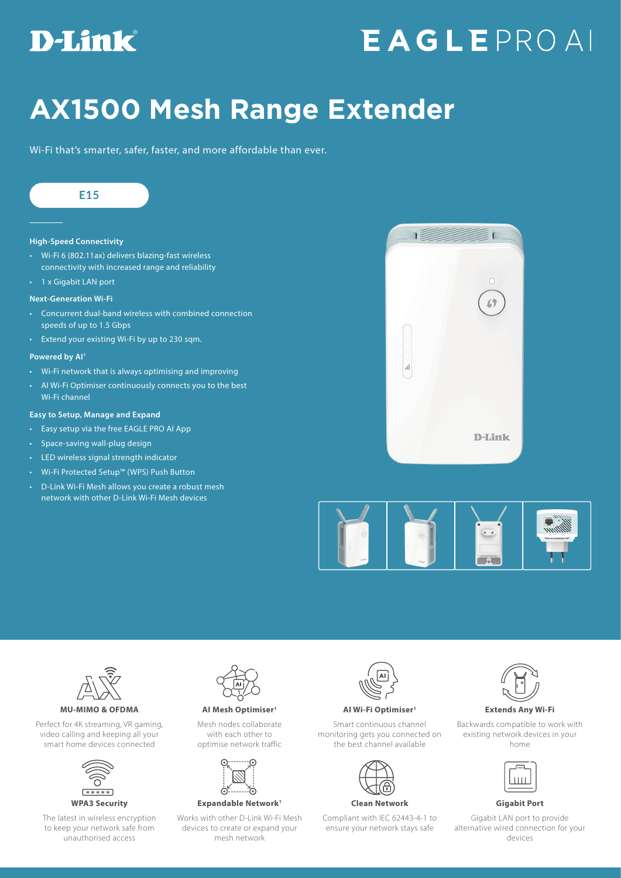D-Link

EAGLE PRO AI

# AX1500 Mesh Range Extender

Wi-Fi that's smarter, safer, faster, and more affordable than ever.

**E15**

**High-Speed Connectivity**

- Wi-Fi 6 (802.11ax) delivers blazing-fast wireless connectivity with increased range and reliability
- 1 x Gigabit LAN port

**Next-Generation Wi-Fi**

- Concurrent dual-band wireless with combined connection speeds of up to 1.5 Gbps
- Extend your existing Wi-Fi by up to 230 sqm.

**Powered by AI[1]**

- Wi-Fi network that is always optimising and improving
- AI Wi-Fi Optimiser continuously connects you to the best Wi-Fi channel

**Easy to Setup, Manage and Expand**

- Easy setup via the free EAGLE PRO AI App
- Space-saving wall-plug design
- LED wireless signal strength indicator
- Wi-Fi Protected Setup™ (WPS) Push Button
- D-Link Wi-Fi Mesh allows you create a robust mesh network with other D-Link Wi-Fi Mesh devices

**MU-MIMO & OFDMA**

Perfect for 4K streaming, VR gaming, video calling and keeping all your smart home devices connected

**AI Mesh Optimiser[1]**

Mesh nodes collaborate with each other to optimise network traffic

**AI Wi-Fi Optimiser[1]**

Smart continuous channel monitoring gets you connected on the best channel available

**Extends Any Wi-Fi**

Backwards compatible to work with existing network devices in your home

**WPA3 Security**

The latest in wireless encryption to keep your network safe from unauthorised access

**Expandable Network[1]**

Works with other D-Link Wi-Fi Mesh devices to create or expand your mesh network

**Clean Network**

Compliant with IEC 62443-4-1 to ensure your network stays safe

**Gigabit Port**

Gigabit LAN port to provide alternative wired connection for your devices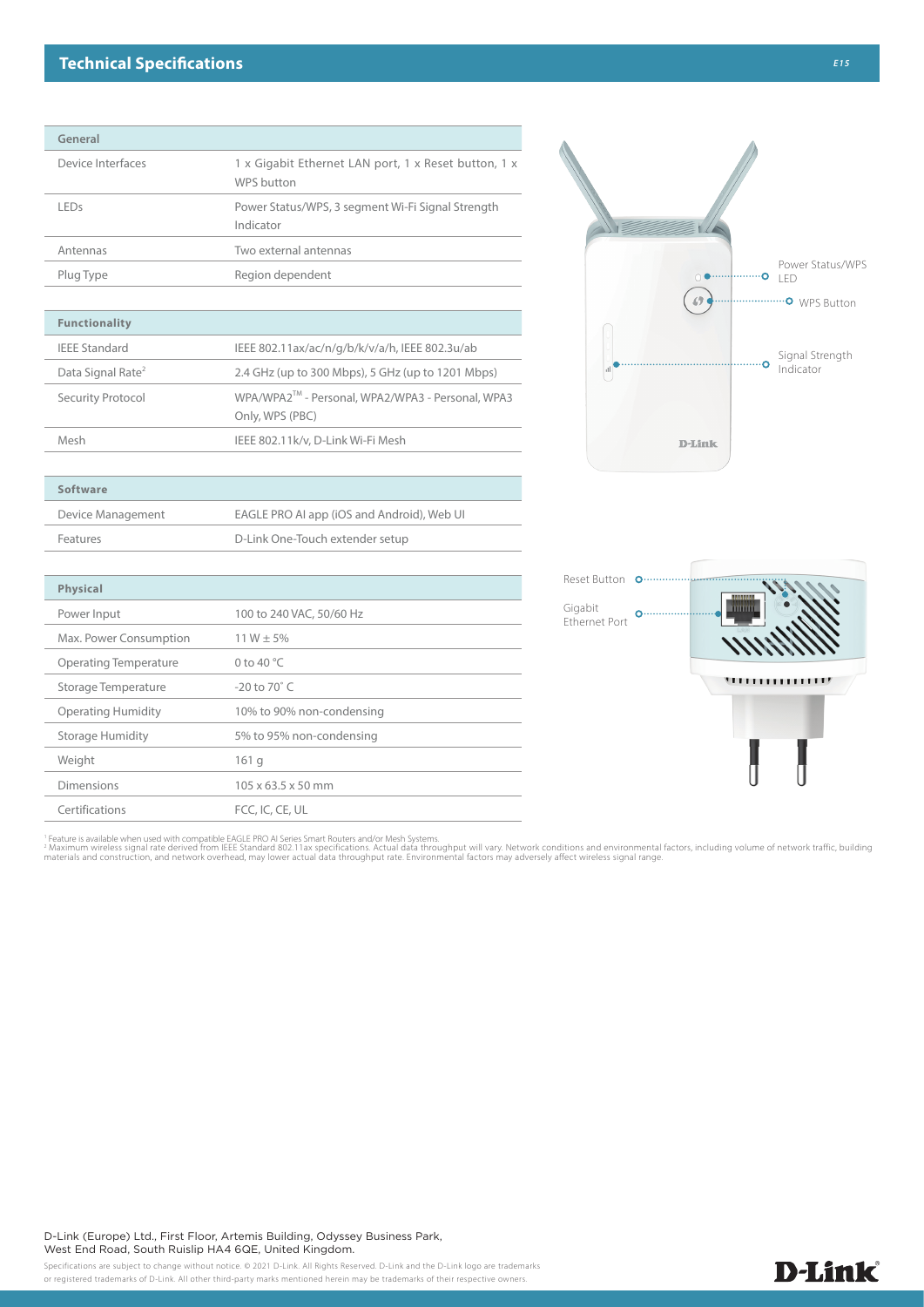## Technical Specifications

| General | |
|---|---|
| Device Interfaces | 1 x Gigabit Ethernet LAN port, 1 x Reset button, 1 x WPS button |
| LEDs | Power Status/WPS, 3 segment Wi-Fi Signal Strength Indicator |
| Antennas | Two external antennas |
| Plug Type | Region dependent |

| Functionality | |
|---|---|
| IEEE Standard | IEEE 802.11ax/ac/n/g/b/k/v/a/h, IEEE 802.3u/ab |
| Data Signal Rate[2] | 2.4 GHz (up to 300 Mbps), 5 GHz (up to 1201 Mbps) |
| Security Protocol | WPA/WPA2™ - Personal, WPA2/WPA3 - Personal, WPA3 Only, WPS (PBC) |
| Mesh | IEEE 802.11k/v, D-Link Wi-Fi Mesh |

| Software | |
|---|---|
| Device Management | EAGLE PRO AI app (iOS and Android), Web UI |
| Features | D-Link One-Touch extender setup |

| Physical | |
|---|---|
| Power Input | 100 to 240 VAC, 50/60 Hz |
| Max. Power Consumption | 11 W ± 5% |
| Operating Temperature | 0 to 40 °C |
| Storage Temperature | -20 to 70° C |
| Operating Humidity | 10% to 90% non-condensing |
| Storage Humidity | 5% to 95% non-condensing |
| Weight | 161 g |
| Dimensions | 105 x 63.5 x 50 mm |
| Certifications | FCC, IC, CE, UL |

Power Status/WPS LED

WPS Button

Signal Strength Indicator

Reset Button

Gigabit Ethernet Port

[1] Feature is available when used with compatible EAGLE PRO AI Series Smart Routers and/or Mesh Systems.
[2] Maximum wireless signal rate derived from IEEE Standard 802.11ax specifications. Actual data throughput will vary. Network conditions and environmental factors, including volume of network traffic, building materials and construction, and network overhead, may lower actual data throughput rate. Environmental factors may adversely affect wireless signal range.

D-Link (Europe) Ltd., First Floor, Artemis Building, Odyssey Business Park, West End Road, South Ruislip HA4 6QE, United Kingdom.

Specifications are subject to change without notice. © 2021 D-Link. All Rights Reserved. D-Link and the D-Link logo are trademarks or registered trademarks of D-Link. All other third-party marks mentioned herein may be trademarks of their respective owners.